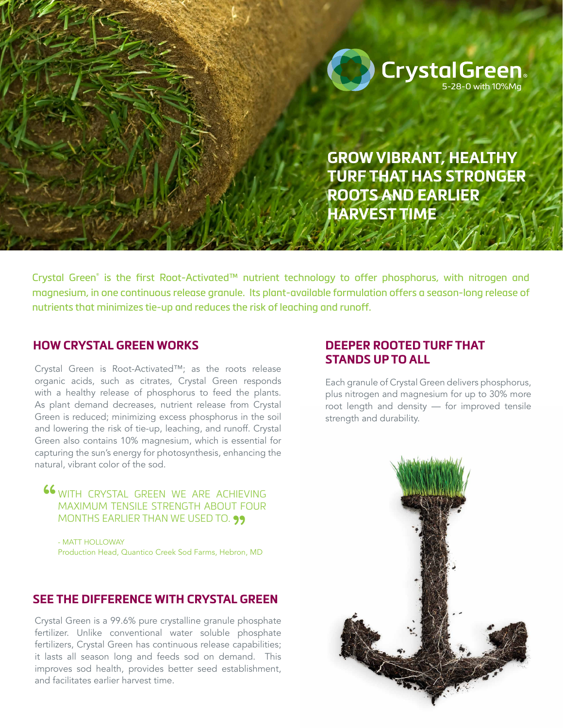CrystalGreen®

5-28-0 with 10%Mg

# GROW VIBRANT, HEALTHY TURF THAT HAS STRONGER ROOTS AND EARLIER HARVEST TIME

Crystal Green® is the first Root-Activated™ nutrient technology to offer phosphorus, with nitrogen and magnesium, in one continuous release granule. Its plant-available formulation offers a season-long release of nutrients that minimizes tie-up and reduces the risk of leaching and runoff.

## HOW CRYSTAL GREEN WORKS

Crystal Green is Root-Activated™; as the roots release organic acids, such as citrates, Crystal Green responds with a healthy release of phosphorus to feed the plants. As plant demand decreases, nutrient release from Crystal Green is reduced; minimizing excess phosphorus in the soil and lowering the risk of tie-up, leaching, and runoff. Crystal Green also contains 10% magnesium, which is essential for capturing the sun's energy for photosynthesis, enhancing the natural, vibrant color of the sod.

> "WITH CRYSTAL GREEN WE ARE ACHIEVING MAXIMUM TENSILE STRENGTH ABOUT FOUR MONTHS EARLIER THAN WE USED TO."
>
> \- MATT HOLLOWAY
> Production Head, Quantico Creek Sod Farms, Hebron, MD

## SEE THE DIFFERENCE WITH CRYSTAL GREEN

Crystal Green is a 99.6% pure crystalline granule phosphate fertilizer. Unlike conventional water soluble phosphate fertilizers, Crystal Green has continuous release capabilities; it lasts all season long and feeds sod on demand. This improves sod health, provides better seed establishment, and facilitates earlier harvest time.

## DEEPER ROOTED TURF THAT STANDS UP TO ALL

Each granule of Crystal Green delivers phosphorus, plus nitrogen and magnesium for up to 30% more root length and density — for improved tensile strength and durability.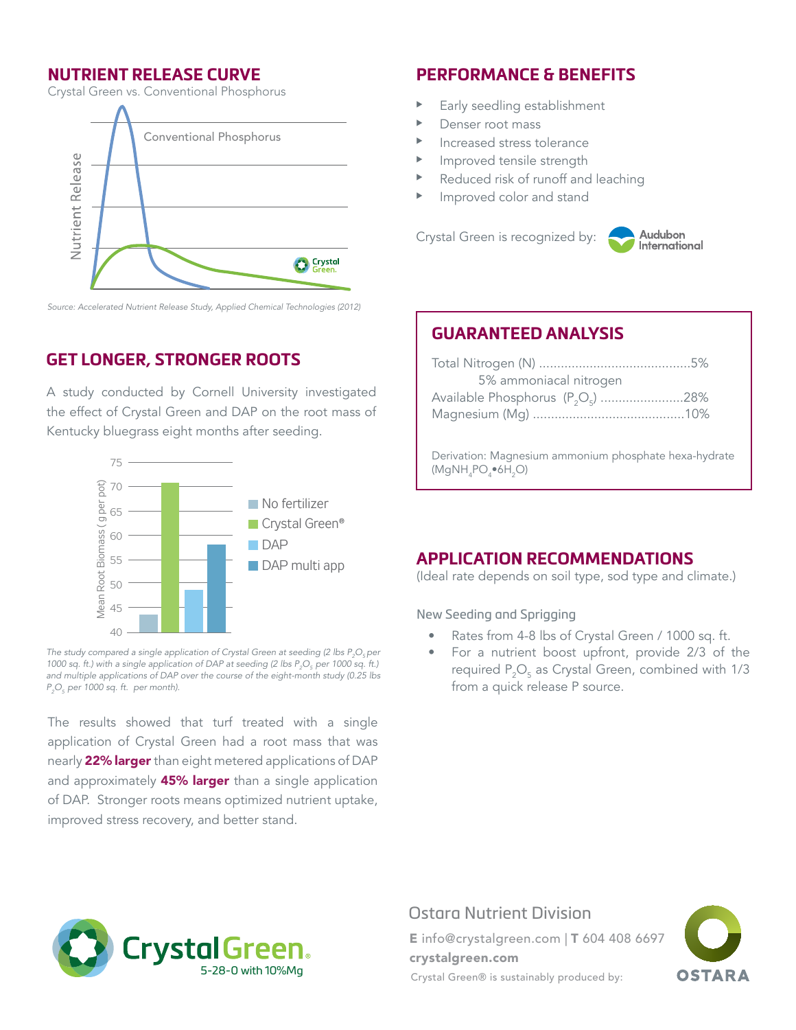## NUTRIENT RELEASE CURVE

Crystal Green vs. Conventional Phosphorus

Nutrient Release

Conventional Phosphorus

Crystal Green.

*Source: Accelerated Nutrient Release Study, Applied Chemical Technologies (2012)*

## GET LONGER, STRONGER ROOTS

A study conducted by Cornell University investigated the effect of Crystal Green and DAP on the root mass of Kentucky bluegrass eight months after seeding.

Mean Root Biomass ( g per pot)

75
70
65
60
55
50
45
40

No fertilizer
Crystal Green®
DAP
DAP multi app

*The study compared a single application of Crystal Green at seeding (2 lbs $P_2O_5$ per 1000 sq. ft.) with a single application of DAP at seeding (2 lbs $P_2O_5$ per 1000 sq. ft.) and multiple applications of DAP over the course of the eight-month study (0.25 lbs $P_2O_5$ per 1000 sq. ft. per month).*

The results showed that turf treated with a single application of Crystal Green had a root mass that was nearly **22% larger** than eight metered applications of DAP and approximately **45% larger** than a single application of DAP. Stronger roots means optimized nutrient uptake, improved stress recovery, and better stand.

## PERFORMANCE & BENEFITS

- Early seedling establishment
- Denser root mass
- Increased stress tolerance
- Improved tensile strength
- Reduced risk of runoff and leaching
- Improved color and stand

Crystal Green is recognized by: Audubon International

## GUARANTEED ANALYSIS

Total Nitrogen (N) ..........................................5%
5% ammoniacal nitrogen
Available Phosphorus ($P_2O_5$) .......................28%
Magnesium (Mg) ..........................................10%

Derivation: Magnesium ammonium phosphate hexa-hydrate ($MgNH_4PO_4{\bullet}6H_2O$)

## APPLICATION RECOMMENDATIONS

(Ideal rate depends on soil type, sod type and climate.)

New Seeding and Sprigging

- Rates from 4-8 lbs of Crystal Green / 1000 sq. ft.
- For a nutrient boost upfront, provide 2/3 of the required $P_2O_5$ as Crystal Green, combined with 1/3 from a quick release P source.

Crystal Green®
5-28-0 with 10%Mg

Ostara Nutrient Division

**E** info@crystalgreen.com | **T** 604 408 6697
**crystalgreen.com**
Crystal Green® is sustainably produced by: OSTARA